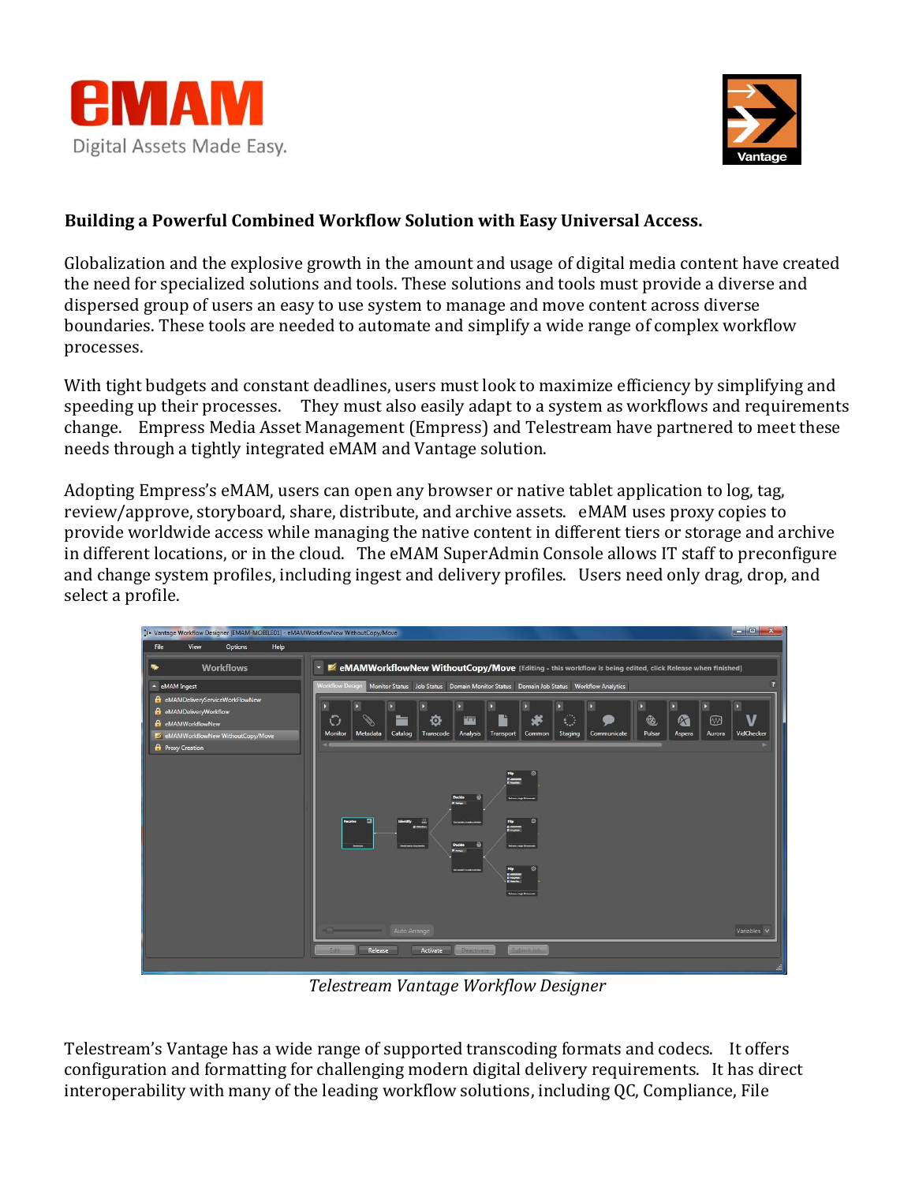**Building a Powerful Combined Workflow Solution with Easy Universal Access.**

Globalization and the explosive growth in the amount and usage of digital media content have created the need for specialized solutions and tools. These solutions and tools must provide a diverse and dispersed group of users an easy to use system to manage and move content across diverse boundaries. These tools are needed to automate and simplify a wide range of complex workflow processes.

With tight budgets and constant deadlines, users must look to maximize efficiency by simplifying and speeding up their processes. They must also easily adapt to a system as workflows and requirements change. Empress Media Asset Management (Empress) and Telestream have partnered to meet these needs through a tightly integrated eMAM and Vantage solution.

Adopting Empress's eMAM, users can open any browser or native tablet application to log, tag, review/approve, storyboard, share, distribute, and archive assets. eMAM uses proxy copies to provide worldwide access while managing the native content in different tiers or storage and archive in different locations, or in the cloud. The eMAM SuperAdmin Console allows IT staff to preconfigure and change system profiles, including ingest and delivery profiles. Users need only drag, drop, and select a profile.

*Telestream Vantage Workflow Designer*

Telestream's Vantage has a wide range of supported transcoding formats and codecs. It offers configuration and formatting for challenging modern digital delivery requirements. It has direct interoperability with many of the leading workflow solutions, including QC, Compliance, File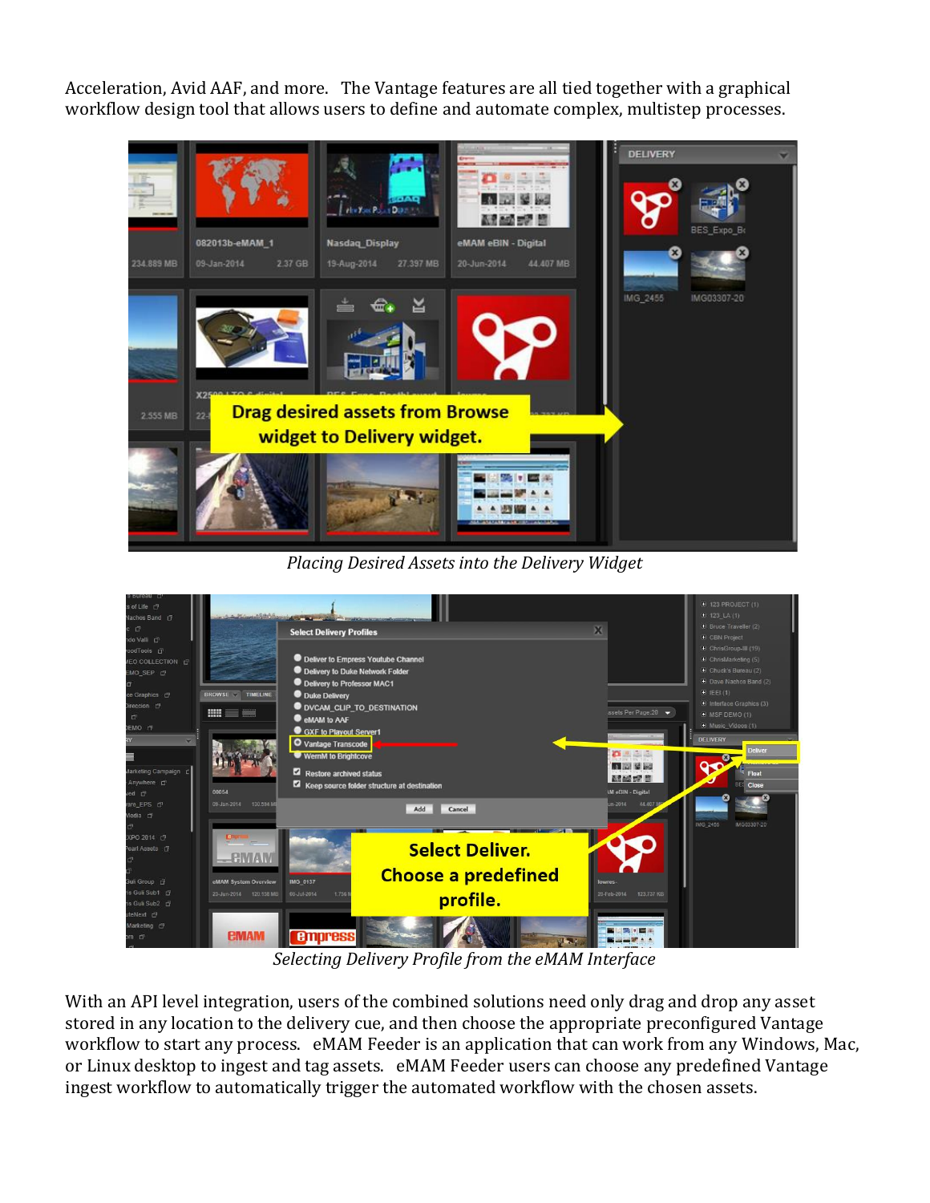Acceleration, Avid AAF, and more. The Vantage features are all tied together with a graphical workflow design tool that allows users to define and automate complex, multistep processes.

*Placing Desired Assets into the Delivery Widget*

*Selecting Delivery Profile from the eMAM Interface*

With an API level integration, users of the combined solutions need only drag and drop any asset stored in any location to the delivery cue, and then choose the appropriate preconfigured Vantage workflow to start any process. eMAM Feeder is an application that can work from any Windows, Mac, or Linux desktop to ingest and tag assets. eMAM Feeder users can choose any predefined Vantage ingest workflow to automatically trigger the automated workflow with the chosen assets.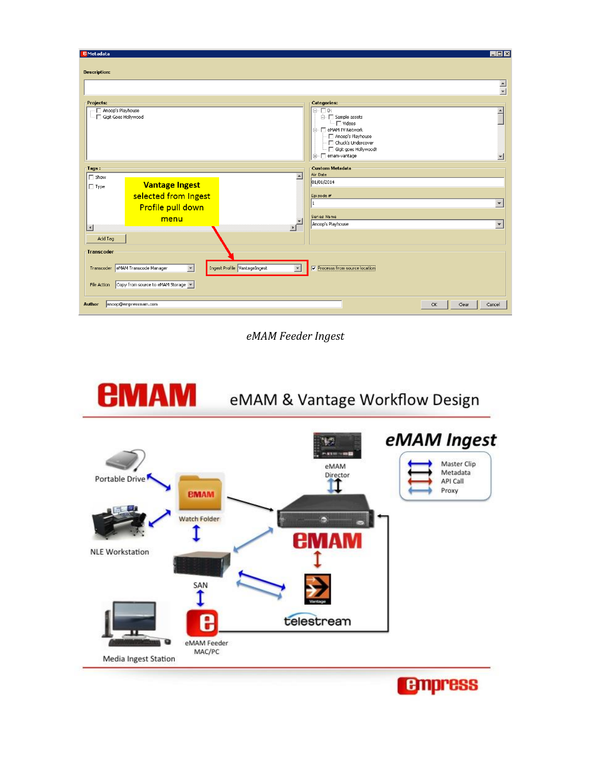*eMAM Feeder Ingest*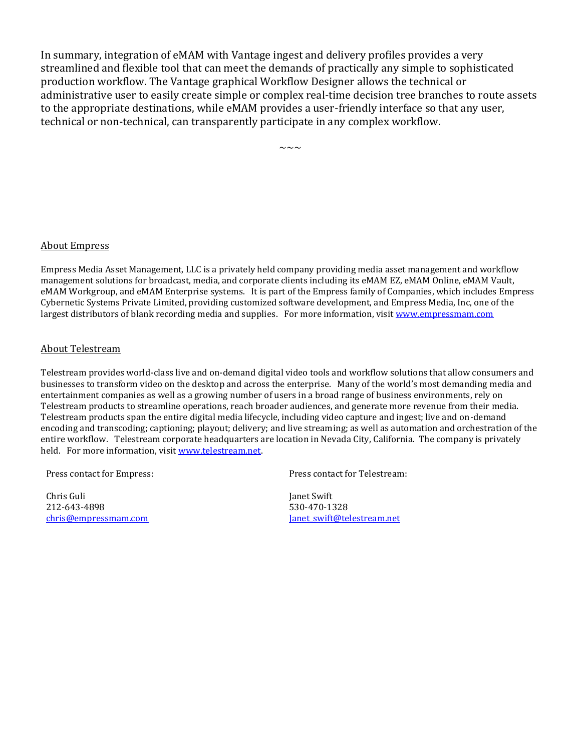In summary, integration of eMAM with Vantage ingest and delivery profiles provides a very streamlined and flexible tool that can meet the demands of practically any simple to sophisticated production workflow. The Vantage graphical Workflow Designer allows the technical or administrative user to easily create simple or complex real-time decision tree branches to route assets to the appropriate destinations, while eMAM provides a user-friendly interface so that any user, technical or non-technical, can transparently participate in any complex workflow.

~~~

## About Empress

Empress Media Asset Management, LLC is a privately held company providing media asset management and workflow management solutions for broadcast, media, and corporate clients including its eMAM EZ, eMAM Online, eMAM Vault, eMAM Workgroup, and eMAM Enterprise systems. It is part of the Empress family of Companies, which includes Empress Cybernetic Systems Private Limited, providing customized software development, and Empress Media, Inc, one of the largest distributors of blank recording media and supplies. For more information, visit www.empressmam.com

## About Telestream

Telestream provides world-class live and on-demand digital video tools and workflow solutions that allow consumers and businesses to transform video on the desktop and across the enterprise. Many of the world's most demanding media and entertainment companies as well as a growing number of users in a broad range of business environments, rely on Telestream products to streamline operations, reach broader audiences, and generate more revenue from their media. Telestream products span the entire digital media lifecycle, including video capture and ingest; live and on-demand encoding and transcoding; captioning; playout; delivery; and live streaming; as well as automation and orchestration of the entire workflow. Telestream corporate headquarters are location in Nevada City, California. The company is privately held. For more information, visit www.telestream.net.

Press contact for Empress:

Chris Guli
212-643-4898
chris@empressmam.com

Press contact for Telestream:

Janet Swift
530-470-1328
Janet_swift@telestream.net